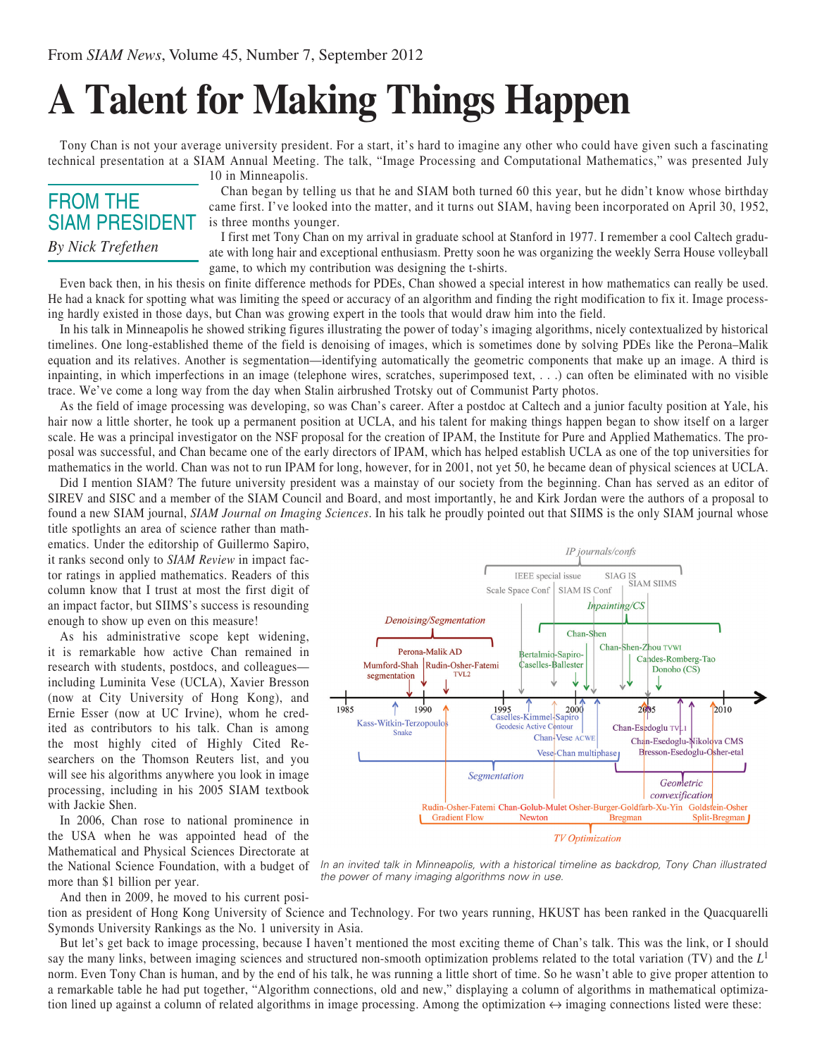From *SIAM News*, Volume 45, Number 7, September 2012

# A Talent for Making Things Happen

## FROM THE SIAM PRESIDENT

*By Nick Trefethen*

Tony Chan is not your average university president. For a start, it's hard to imagine any other who could have given such a fascinating technical presentation at a SIAM Annual Meeting. The talk, "Image Processing and Computational Mathematics," was presented July 10 in Minneapolis.

Chan began by telling us that he and SIAM both turned 60 this year, but he didn't know whose birthday came first. I've looked into the matter, and it turns out SIAM, having been incorporated on April 30, 1952, is three months younger.

I first met Tony Chan on my arrival in graduate school at Stanford in 1977. I remember a cool Caltech graduate with long hair and exceptional enthusiasm. Pretty soon he was organizing the weekly Serra House volleyball game, to which my contribution was designing the t-shirts.

Even back then, in his thesis on finite difference methods for PDEs, Chan showed a special interest in how mathematics can really be used. He had a knack for spotting what was limiting the speed or accuracy of an algorithm and finding the right modification to fix it. Image processing hardly existed in those days, but Chan was growing expert in the tools that would draw him into the field.

In his talk in Minneapolis he showed striking figures illustrating the power of today's imaging algorithms, nicely contextualized by historical timelines. One long-established theme of the field is denoising of images, which is sometimes done by solving PDEs like the Perona–Malik equation and its relatives. Another is segmentation—identifying automatically the geometric components that make up an image. A third is inpainting, in which imperfections in an image (telephone wires, scratches, superimposed text, . . .) can often be eliminated with no visible trace. We've come a long way from the day when Stalin airbrushed Trotsky out of Communist Party photos.

As the field of image processing was developing, so was Chan's career. After a postdoc at Caltech and a junior faculty position at Yale, his hair now a little shorter, he took up a permanent position at UCLA, and his talent for making things happen began to show itself on a larger scale. He was a principal investigator on the NSF proposal for the creation of IPAM, the Institute for Pure and Applied Mathematics. The proposal was successful, and Chan became one of the early directors of IPAM, which has helped establish UCLA as one of the top universities for mathematics in the world. Chan was not to run IPAM for long, however, for in 2001, not yet 50, he became dean of physical sciences at UCLA.

Did I mention SIAM? The future university president was a mainstay of our society from the beginning. Chan has served as an editor of SIREV and SISC and a member of the SIAM Council and Board, and most importantly, he and Kirk Jordan were the authors of a proposal to found a new SIAM journal, *SIAM Journal on Imaging Sciences*. In his talk he proudly pointed out that SIIMS is the only SIAM journal whose title spotlights an area of science rather than mathematics. Under the editorship of Guillermo Sapiro, it ranks second only to *SIAM Review* in impact factor ratings in applied mathematics. Readers of this column know that I trust at most the first digit of an impact factor, but SIIMS's success is resounding enough to show up even on this measure!

As his administrative scope kept widening, it is remarkable how active Chan remained in research with students, postdocs, and colleagues—including Luminita Vese (UCLA), Xavier Bresson (now at City University of Hong Kong), and Ernie Esser (now at UC Irvine), whom he credited as contributors to his talk. Chan is among the most highly cited of Highly Cited Researchers on the Thomson Reuters list, and you will see his algorithms anywhere you look in image processing, including in his 2005 SIAM textbook with Jackie Shen.

In 2006, Chan rose to national prominence in the USA when he was appointed head of the Mathematical and Physical Sciences Directorate at the National Science Foundation, with a budget of more than $1 billion per year.

*In an invited talk in Minneapolis, with a historical timeline as backdrop, Tony Chan illustrated the power of many imaging algorithms now in use.*

And then in 2009, he moved to his current position as president of Hong Kong University of Science and Technology. For two years running, HKUST has been ranked in the Quacquarelli Symonds University Rankings as the No. 1 university in Asia.

But let's get back to image processing, because I haven't mentioned the most exciting theme of Chan's talk. This was the link, or I should say the many links, between imaging sciences and structured non-smooth optimization problems related to the total variation (TV) and the $L^1$ norm. Even Tony Chan is human, and by the end of his talk, he was running a little short of time. So he wasn't able to give proper attention to a remarkable table he had put together, "Algorithm connections, old and new," displaying a column of algorithms in mathematical optimization lined up against a column of related algorithms in image processing. Among the optimization ↔ imaging connections listed were these: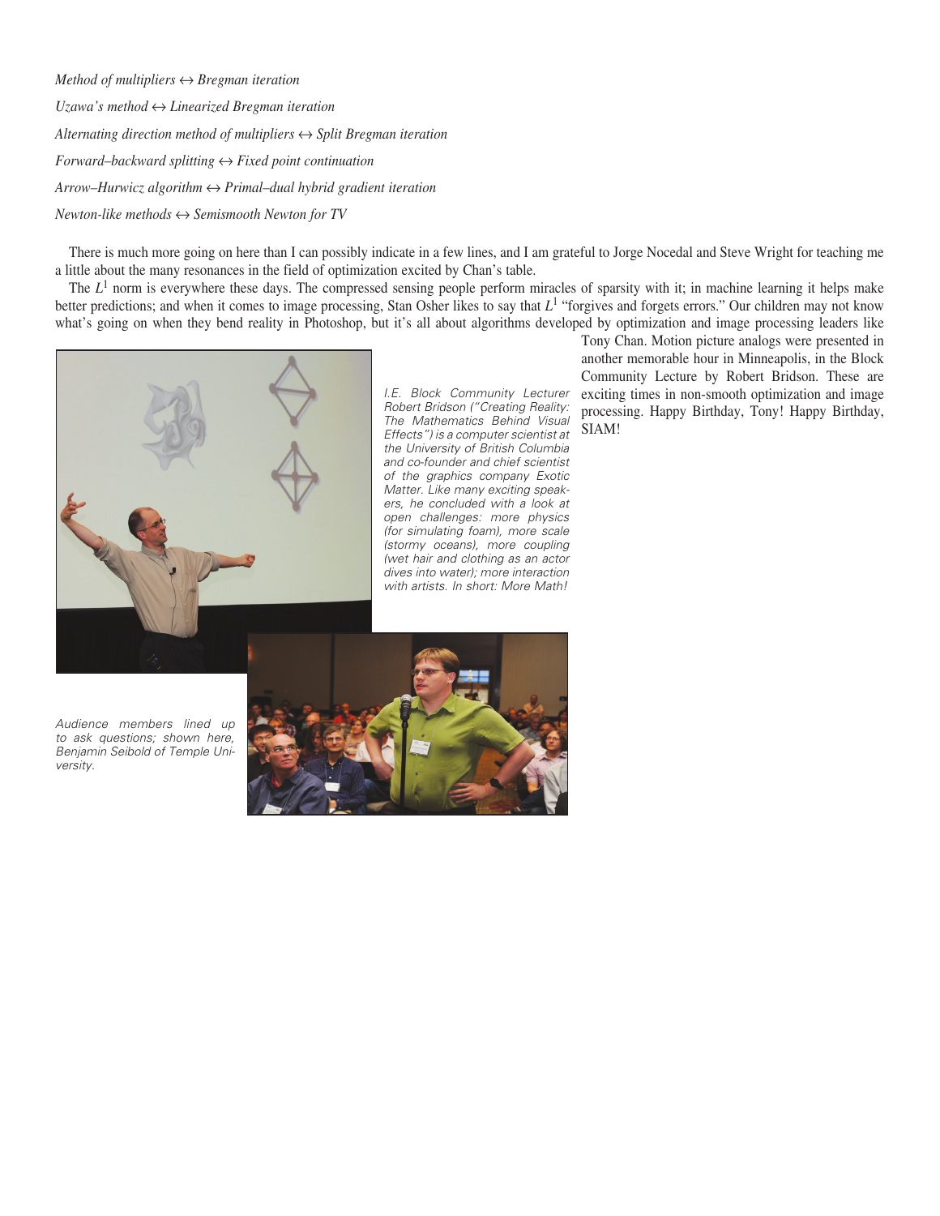*Method of multipliers* ↔ *Bregman iteration*

*Uzawa's method* ↔ *Linearized Bregman iteration*

*Alternating direction method of multipliers* ↔ *Split Bregman iteration*

*Forward–backward splitting* ↔ *Fixed point continuation*

*Arrow–Hurwicz algorithm* ↔ *Primal–dual hybrid gradient iteration*

*Newton-like methods* ↔ *Semismooth Newton for TV*

There is much more going on here than I can possibly indicate in a few lines, and I am grateful to Jorge Nocedal and Steve Wright for teaching me a little about the many resonances in the field of optimization excited by Chan's table.

The $L^1$ norm is everywhere these days. The compressed sensing people perform miracles of sparsity with it; in machine learning it helps make better predictions; and when it comes to image processing, Stan Osher likes to say that $L^1$ "forgives and forgets errors." Our children may not know what's going on when they bend reality in Photoshop, but it's all about algorithms developed by optimization and image processing leaders like Tony Chan. Motion picture analogs were presented in another memorable hour in Minneapolis, in the Block Community Lecture by Robert Bridson. These are exciting times in non-smooth optimization and image processing. Happy Birthday, Tony! Happy Birthday, SIAM!

*I.E. Block Community Lecturer Robert Bridson ("Creating Reality: The Mathematics Behind Visual Effects") is a computer scientist at the University of British Columbia and co-founder and chief scientist of the graphics company Exotic Matter. Like many exciting speakers, he concluded with a look at open challenges: more physics (for simulating foam), more scale (stormy oceans), more coupling (wet hair and clothing as an actor dives into water); more interaction with artists. In short: More Math!*

*Audience members lined up to ask questions; shown here, Benjamin Seibold of Temple University.*